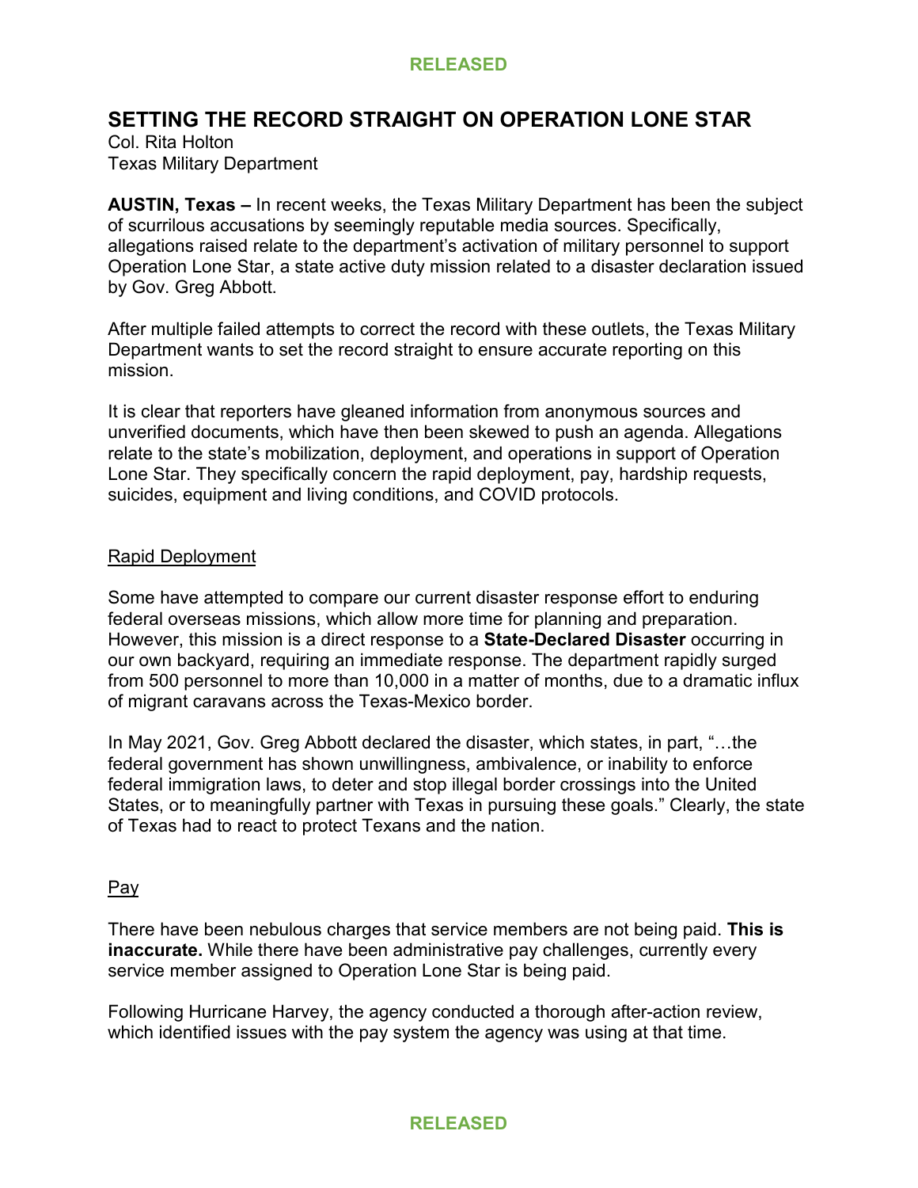# SETTING THE RECORD STRAIGHT ON OPERATION LONE STAR

Col. Rita Holton
Texas Military Department

**AUSTIN, Texas –** In recent weeks, the Texas Military Department has been the subject of scurrilous accusations by seemingly reputable media sources. Specifically, allegations raised relate to the department's activation of military personnel to support Operation Lone Star, a state active duty mission related to a disaster declaration issued by Gov. Greg Abbott.

After multiple failed attempts to correct the record with these outlets, the Texas Military Department wants to set the record straight to ensure accurate reporting on this mission.

It is clear that reporters have gleaned information from anonymous sources and unverified documents, which have then been skewed to push an agenda. Allegations relate to the state's mobilization, deployment, and operations in support of Operation Lone Star. They specifically concern the rapid deployment, pay, hardship requests, suicides, equipment and living conditions, and COVID protocols.

## Rapid Deployment

Some have attempted to compare our current disaster response effort to enduring federal overseas missions, which allow more time for planning and preparation. However, this mission is a direct response to a **State-Declared Disaster** occurring in our own backyard, requiring an immediate response. The department rapidly surged from 500 personnel to more than 10,000 in a matter of months, due to a dramatic influx of migrant caravans across the Texas-Mexico border.

In May 2021, Gov. Greg Abbott declared the disaster, which states, in part, "…the federal government has shown unwillingness, ambivalence, or inability to enforce federal immigration laws, to deter and stop illegal border crossings into the United States, or to meaningfully partner with Texas in pursuing these goals." Clearly, the state of Texas had to react to protect Texans and the nation.

## Pay

There have been nebulous charges that service members are not being paid. **This is inaccurate.** While there have been administrative pay challenges, currently every service member assigned to Operation Lone Star is being paid.

Following Hurricane Harvey, the agency conducted a thorough after-action review, which identified issues with the pay system the agency was using at that time.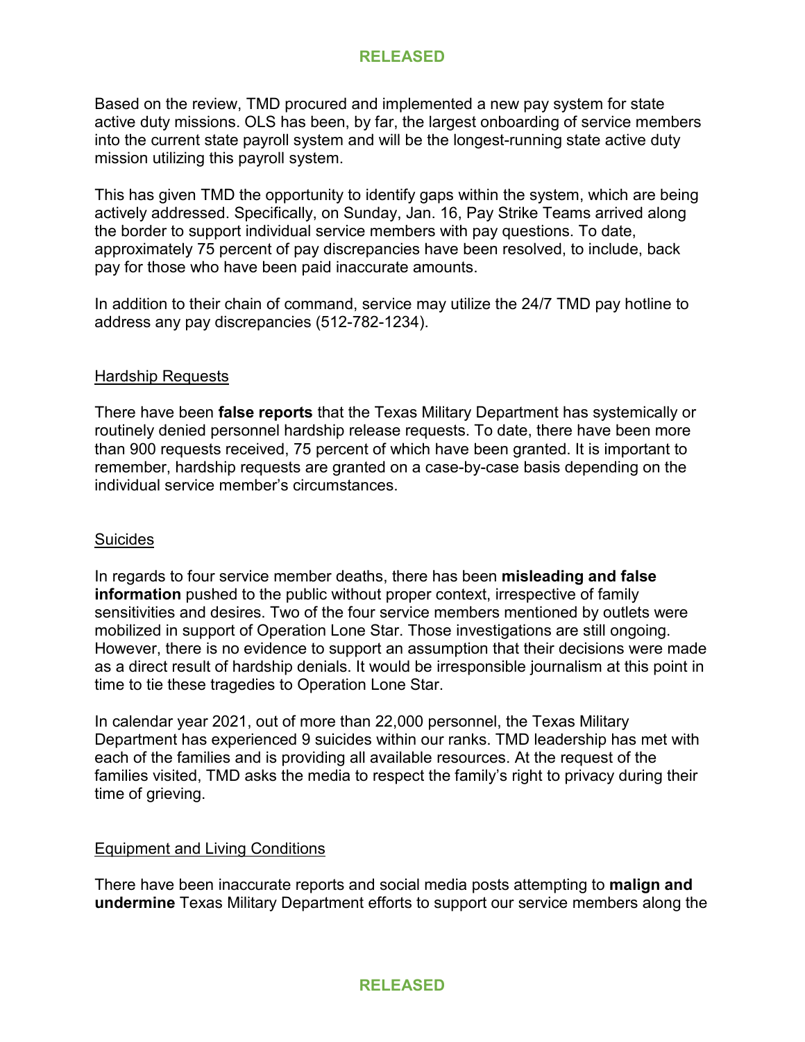Based on the review, TMD procured and implemented a new pay system for state active duty missions. OLS has been, by far, the largest onboarding of service members into the current state payroll system and will be the longest-running state active duty mission utilizing this payroll system.

This has given TMD the opportunity to identify gaps within the system, which are being actively addressed. Specifically, on Sunday, Jan. 16, Pay Strike Teams arrived along the border to support individual service members with pay questions. To date, approximately 75 percent of pay discrepancies have been resolved, to include, back pay for those who have been paid inaccurate amounts.

In addition to their chain of command, service may utilize the 24/7 TMD pay hotline to address any pay discrepancies (512-782-1234).

## Hardship Requests

There have been **false reports** that the Texas Military Department has systemically or routinely denied personnel hardship release requests. To date, there have been more than 900 requests received, 75 percent of which have been granted. It is important to remember, hardship requests are granted on a case-by-case basis depending on the individual service member's circumstances.

## Suicides

In regards to four service member deaths, there has been **misleading and false information** pushed to the public without proper context, irrespective of family sensitivities and desires. Two of the four service members mentioned by outlets were mobilized in support of Operation Lone Star. Those investigations are still ongoing. However, there is no evidence to support an assumption that their decisions were made as a direct result of hardship denials. It would be irresponsible journalism at this point in time to tie these tragedies to Operation Lone Star.

In calendar year 2021, out of more than 22,000 personnel, the Texas Military Department has experienced 9 suicides within our ranks. TMD leadership has met with each of the families and is providing all available resources. At the request of the families visited, TMD asks the media to respect the family's right to privacy during their time of grieving.

## Equipment and Living Conditions

There have been inaccurate reports and social media posts attempting to **malign and undermine** Texas Military Department efforts to support our service members along the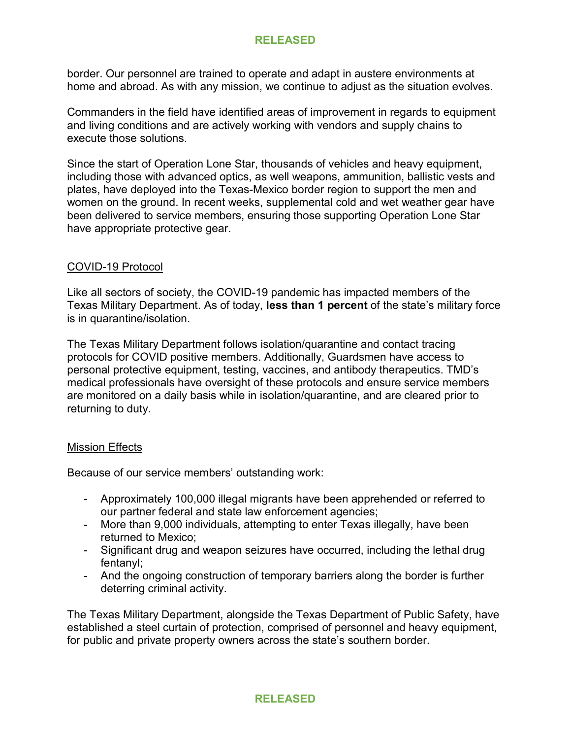border. Our personnel are trained to operate and adapt in austere environments at home and abroad. As with any mission, we continue to adjust as the situation evolves.

Commanders in the field have identified areas of improvement in regards to equipment and living conditions and are actively working with vendors and supply chains to execute those solutions.

Since the start of Operation Lone Star, thousands of vehicles and heavy equipment, including those with advanced optics, as well weapons, ammunition, ballistic vests and plates, have deployed into the Texas-Mexico border region to support the men and women on the ground. In recent weeks, supplemental cold and wet weather gear have been delivered to service members, ensuring those supporting Operation Lone Star have appropriate protective gear.

<u>COVID-19 Protocol</u>

Like all sectors of society, the COVID-19 pandemic has impacted members of the Texas Military Department. As of today, **less than 1 percent** of the state's military force is in quarantine/isolation.

The Texas Military Department follows isolation/quarantine and contact tracing protocols for COVID positive members. Additionally, Guardsmen have access to personal protective equipment, testing, vaccines, and antibody therapeutics. TMD's medical professionals have oversight of these protocols and ensure service members are monitored on a daily basis while in isolation/quarantine, and are cleared prior to returning to duty.

<u>Mission Effects</u>

Because of our service members' outstanding work:

- Approximately 100,000 illegal migrants have been apprehended or referred to our partner federal and state law enforcement agencies;
- More than 9,000 individuals, attempting to enter Texas illegally, have been returned to Mexico;
- Significant drug and weapon seizures have occurred, including the lethal drug fentanyl;
- And the ongoing construction of temporary barriers along the border is further deterring criminal activity.

The Texas Military Department, alongside the Texas Department of Public Safety, have established a steel curtain of protection, comprised of personnel and heavy equipment, for public and private property owners across the state's southern border.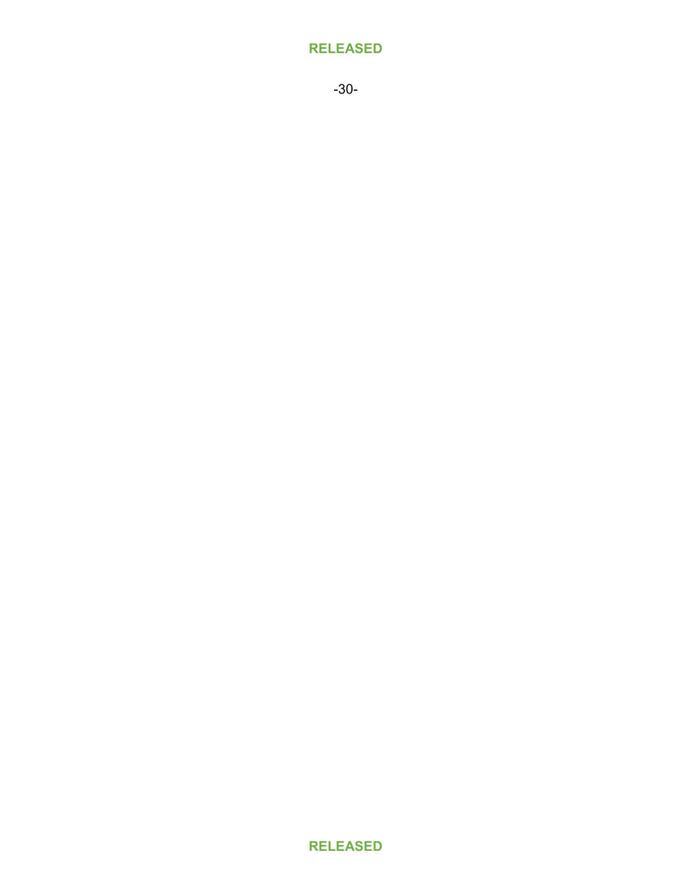-30-